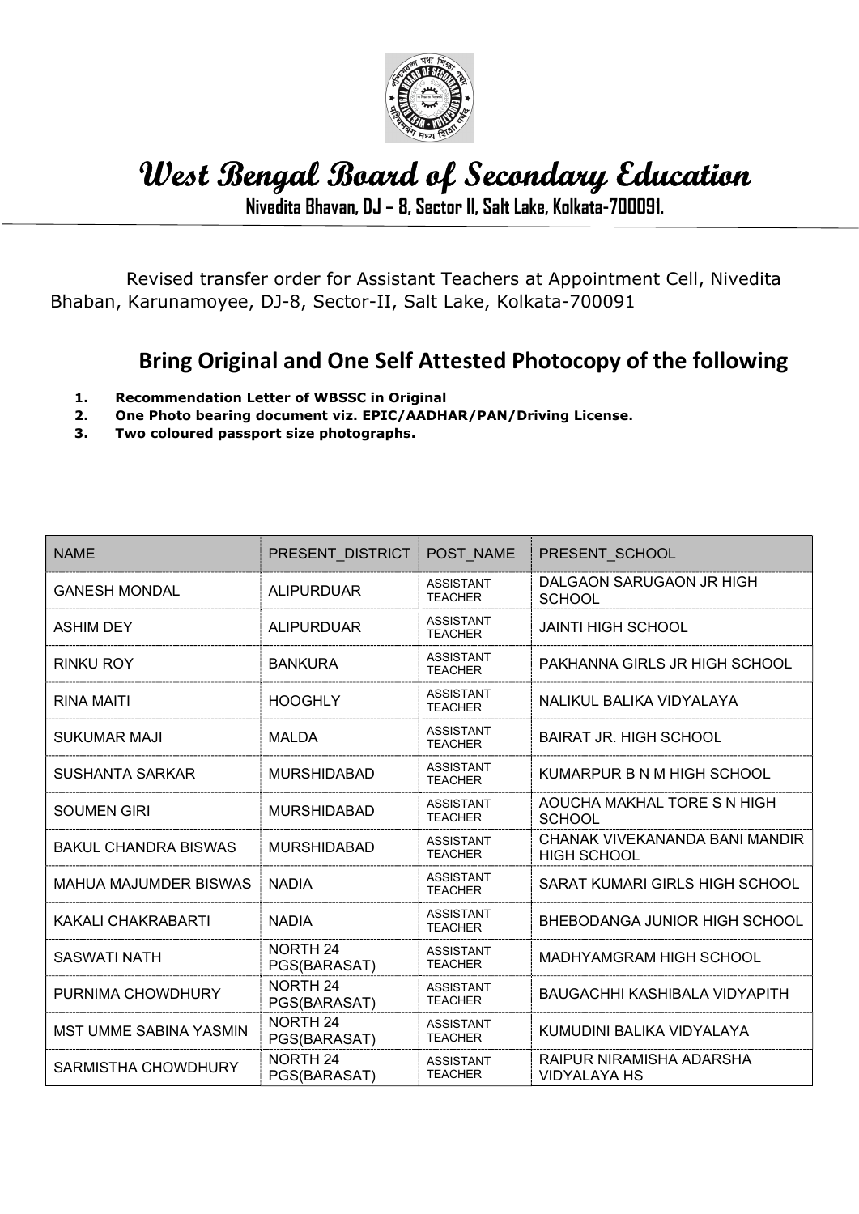# West Bengal Board of Secondary Education

**Nivedita Bhavan, DJ – 8, Sector II, Salt Lake, Kolkata-700091.**

Revised transfer order for Assistant Teachers at Appointment Cell, Nivedita Bhaban, Karunamoyee, DJ-8, Sector-II, Salt Lake, Kolkata-700091

## Bring Original and One Self Attested Photocopy of the following

1. **Recommendation Letter of WBSSC in Original**
2. **One Photo bearing document viz. EPIC/AADHAR/PAN/Driving License.**
3. **Two coloured passport size photographs.**

| NAME | PRESENT_DISTRICT | POST_NAME | PRESENT_SCHOOL |
|---|---|---|---|
| GANESH MONDAL | ALIPURDUAR | ASSISTANT TEACHER | DALGAON SARUGAON JR HIGH SCHOOL |
| ASHIM DEY | ALIPURDUAR | ASSISTANT TEACHER | JAINTI HIGH SCHOOL |
| RINKU ROY | BANKURA | ASSISTANT TEACHER | PAKHANNA GIRLS JR HIGH SCHOOL |
| RINA MAITI | HOOGHLY | ASSISTANT TEACHER | NALIKUL BALIKA VIDYALAYA |
| SUKUMAR MAJI | MALDA | ASSISTANT TEACHER | BAIRAT JR. HIGH SCHOOL |
| SUSHANTA SARKAR | MURSHIDABAD | ASSISTANT TEACHER | KUMARPUR B N M HIGH SCHOOL |
| SOUMEN GIRI | MURSHIDABAD | ASSISTANT TEACHER | AOUCHA MAKHAL TORE S N HIGH SCHOOL |
| BAKUL CHANDRA BISWAS | MURSHIDABAD | ASSISTANT TEACHER | CHANAK VIVEKANANDA BANI MANDIR HIGH SCHOOL |
| MAHUA MAJUMDER BISWAS | NADIA | ASSISTANT TEACHER | SARAT KUMARI GIRLS HIGH SCHOOL |
| KAKALI CHAKRABARTI | NADIA | ASSISTANT TEACHER | BHEBODANGA JUNIOR HIGH SCHOOL |
| SASWATI NATH | NORTH 24 PGS(BARASAT) | ASSISTANT TEACHER | MADHYAMGRAM HIGH SCHOOL |
| PURNIMA CHOWDHURY | NORTH 24 PGS(BARASAT) | ASSISTANT TEACHER | BAUGACHHI KASHIBALA VIDYAPITH |
| MST UMME SABINA YASMIN | NORTH 24 PGS(BARASAT) | ASSISTANT TEACHER | KUMUDINI BALIKA VIDYALAYA |
| SARMISTHA CHOWDHURY | NORTH 24 PGS(BARASAT) | ASSISTANT TEACHER | RAIPUR NIRAMISHA ADARSHA VIDYALAYA HS |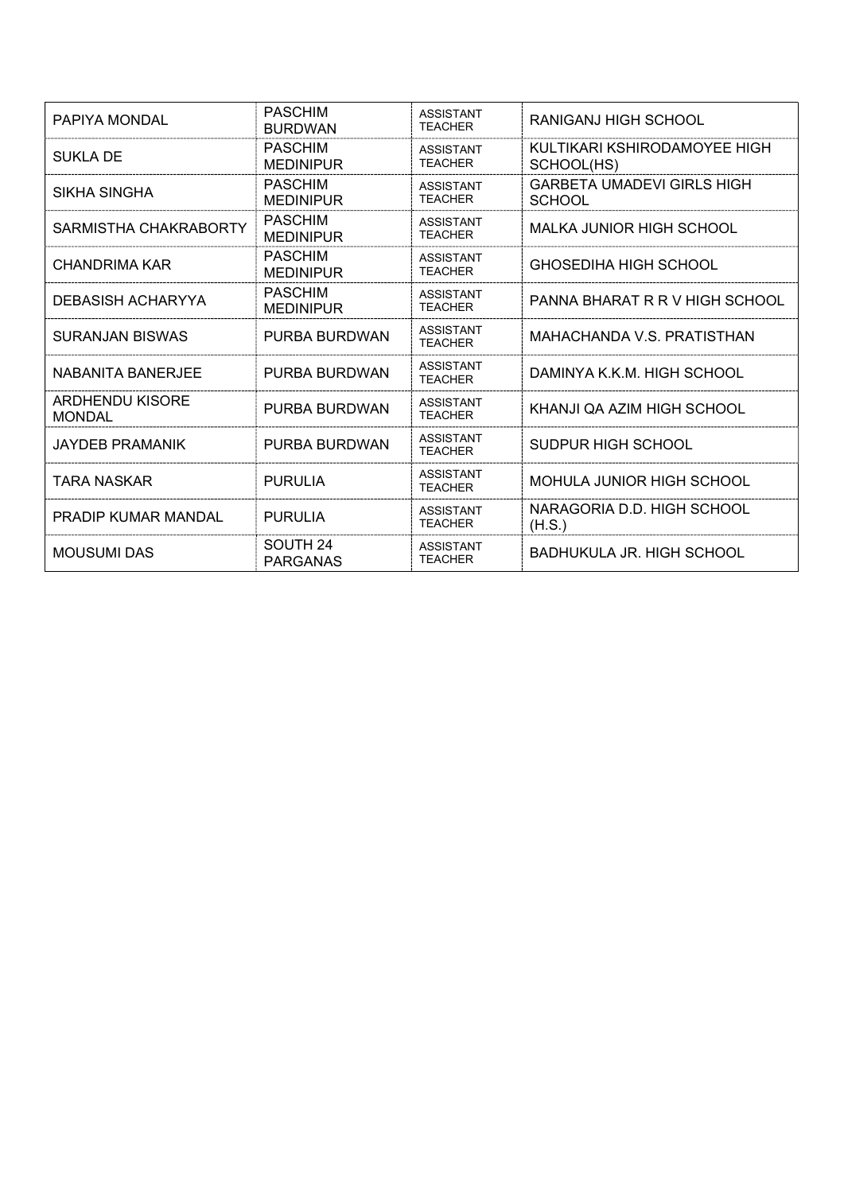| | | | |
|---|---|---|---|
| PAPIYA MONDAL | PASCHIM BURDWAN | ASSISTANT TEACHER | RANIGANJ HIGH SCHOOL |
| SUKLA DE | PASCHIM MEDINIPUR | ASSISTANT TEACHER | KULTIKARI KSHIRODAMOYEE HIGH SCHOOL(HS) |
| SIKHA SINGHA | PASCHIM MEDINIPUR | ASSISTANT TEACHER | GARBETA UMADEVI GIRLS HIGH SCHOOL |
| SARMISTHA CHAKRABORTY | PASCHIM MEDINIPUR | ASSISTANT TEACHER | MALKA JUNIOR HIGH SCHOOL |
| CHANDRIMA KAR | PASCHIM MEDINIPUR | ASSISTANT TEACHER | GHOSEDIHA HIGH SCHOOL |
| DEBASISH ACHARYYA | PASCHIM MEDINIPUR | ASSISTANT TEACHER | PANNA BHARAT R R V HIGH SCHOOL |
| SURANJAN BISWAS | PURBA BURDWAN | ASSISTANT TEACHER | MAHACHANDA V.S. PRATISTHAN |
| NABANITA BANERJEE | PURBA BURDWAN | ASSISTANT TEACHER | DAMINYA K.K.M. HIGH SCHOOL |
| ARDHENDU KISORE MONDAL | PURBA BURDWAN | ASSISTANT TEACHER | KHANJI QA AZIM HIGH SCHOOL |
| JAYDEB PRAMANIK | PURBA BURDWAN | ASSISTANT TEACHER | SUDPUR HIGH SCHOOL |
| TARA NASKAR | PURULIA | ASSISTANT TEACHER | MOHULA JUNIOR HIGH SCHOOL |
| PRADIP KUMAR MANDAL | PURULIA | ASSISTANT TEACHER | NARAGORIA D.D. HIGH SCHOOL (H.S.) |
| MOUSUMI DAS | SOUTH 24 PARGANAS | ASSISTANT TEACHER | BADHUKULA JR. HIGH SCHOOL |